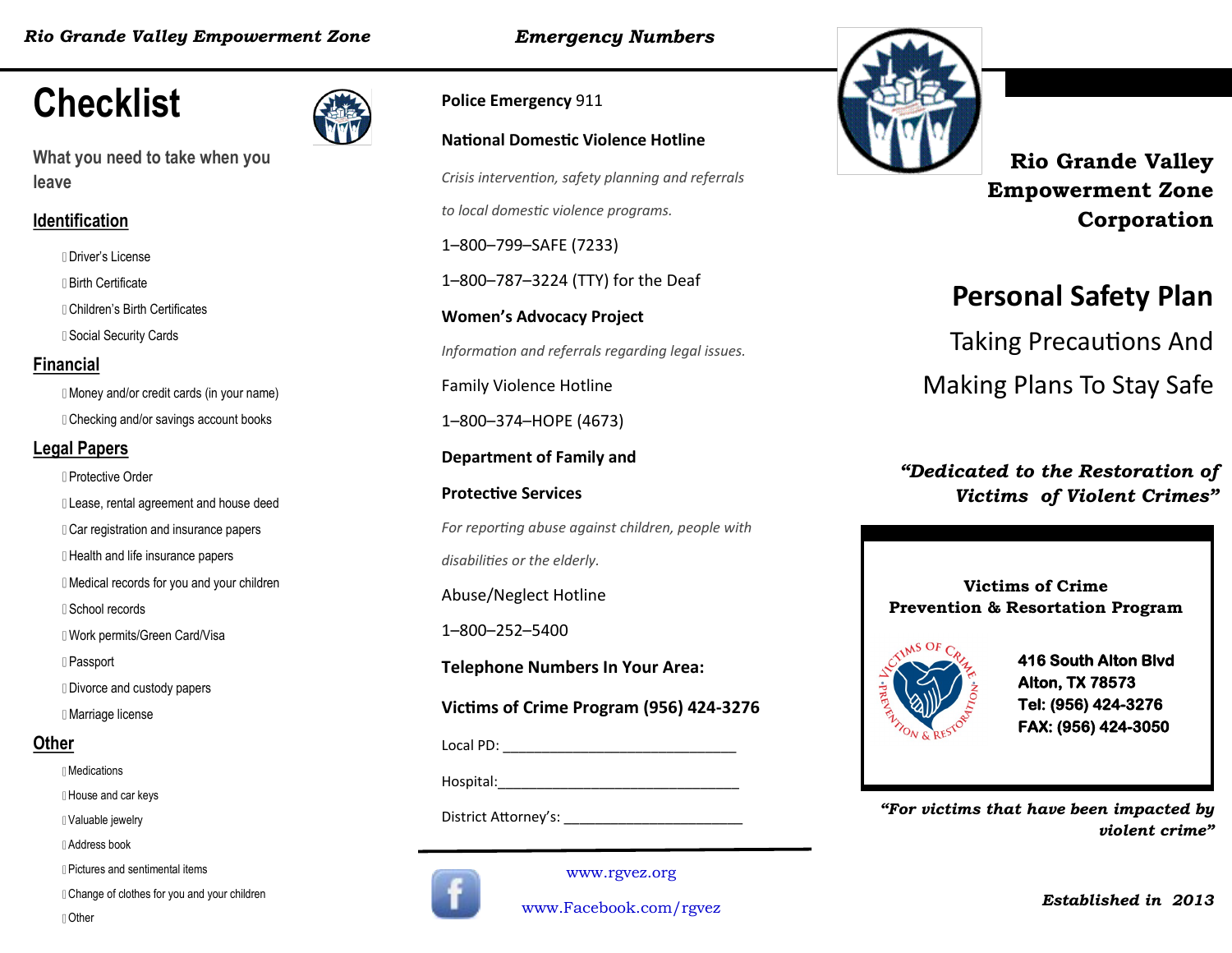*Rio Grande Valley Empowerment Zone*

# Checklist

What you need to take when you leave

## Identification

- Driver's License
- Birth Certificate
- Children's Birth Certificates
- Social Security Cards

## Financial

- Money and/or credit cards (in your name)
- Checking and/or savings account books

## Legal Papers

- Protective Order
- Lease, rental agreement and house deed
- Car registration and insurance papers
- Health and life insurance papers
- Medical records for you and your children
- School records
- Work permits/Green Card/Visa
- Passport
- Divorce and custody papers
- Marriage license

## Other

- Medications
- House and car keys
- Valuable jewelry
- Address book
- Pictures and sentimental items
- Change of clothes for you and your children
- Other

*Emergency Numbers*

**Police Emergency** 911

**National Domestic Violence Hotline**

*Crisis intervention, safety planning and referrals to local domestic violence programs.*

1–800–799–SAFE (7233)

1–800–787–3224 (TTY) for the Deaf

**Women's Advocacy Project**

*Information and referrals regarding legal issues.*

Family Violence Hotline

1–800–374–HOPE (4673)

**Department of Family and Protective Services**

*For reporting abuse against children, people with disabilities or the elderly.*

Abuse/Neglect Hotline

1–800–252–5400

**Telephone Numbers In Your Area:**

**Victims of Crime Program (956) 424-3276**

Local PD: ______________________________

Hospital:_______________________________

District Attorney's: _______________________

www.rgvez.org

www.Facebook.com/rgvez

**Rio Grande Valley Empowerment Zone Corporation**

# Personal Safety Plan

Taking Precautions And Making Plans To Stay Safe

***"Dedicated to the Restoration of Victims of Violent Crimes"***

**Victims of Crime Prevention & Resortation Program**

**416 South Alton Blvd**
**Alton, TX 78573**
**Tel: (956) 424-3276**
**FAX: (956) 424-3050**

***"For victims that have been impacted by violent crime"***

***Established in 2013***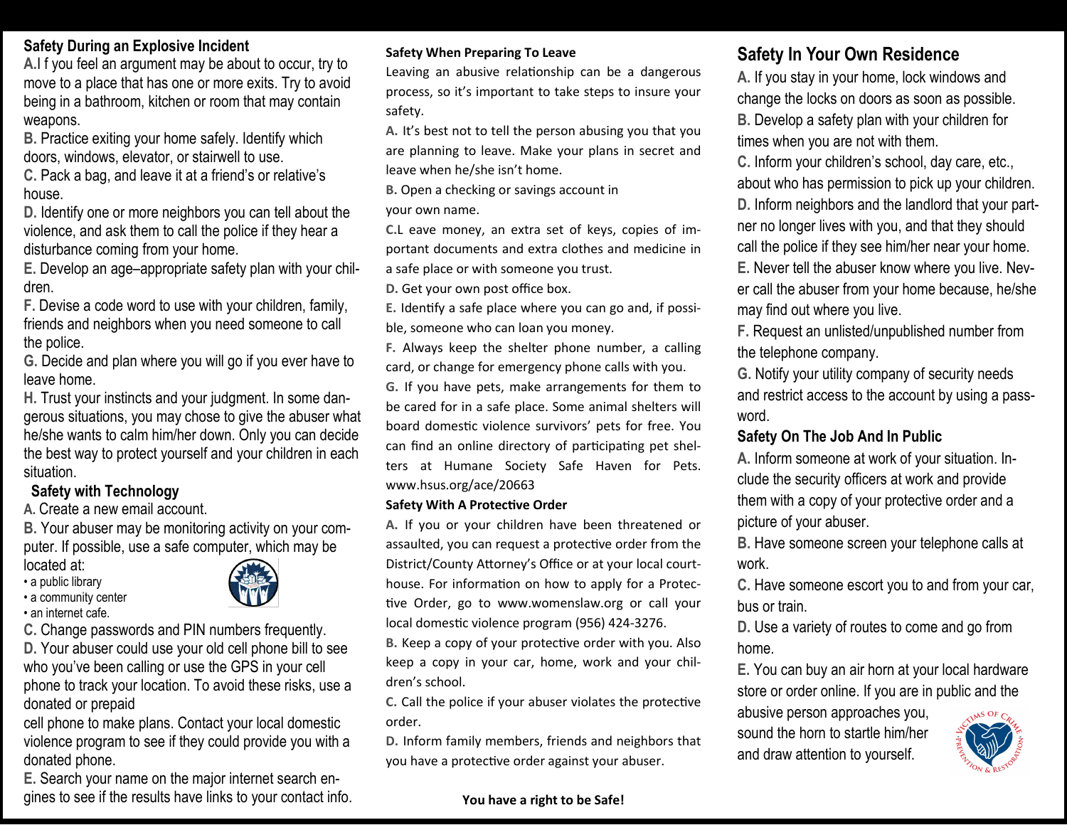## Safety During an Explosive Incident

**A.** I f you feel an argument may be about to occur, try to move to a place that has one or more exits. Try to avoid being in a bathroom, kitchen or room that may contain weapons.

**B.** Practice exiting your home safely. Identify which doors, windows, elevator, or stairwell to use.

**C.** Pack a bag, and leave it at a friend's or relative's house.

**D.** Identify one or more neighbors you can tell about the violence, and ask them to call the police if they hear a disturbance coming from your home.

**E.** Develop an age–appropriate safety plan with your children.

**F.** Devise a code word to use with your children, family, friends and neighbors when you need someone to call the police.

**G.** Decide and plan where you will go if you ever have to leave home.

**H.** Trust your instincts and your judgment. In some dangerous situations, you may chose to give the abuser what he/she wants to calm him/her down. Only you can decide the best way to protect yourself and your children in each situation.

## Safety with Technology

**A.** Create a new email account.

**B.** Your abuser may be monitoring activity on your computer. If possible, use a safe computer, which may be located at:

- a public library
- a community center
- an internet cafe.

**C.** Change passwords and PIN numbers frequently.

**D.** Your abuser could use your old cell phone bill to see who you've been calling or use the GPS in your cell phone to track your location. To avoid these risks, use a donated or prepaid cell phone to make plans. Contact your local domestic violence program to see if they could provide you with a donated phone.

**E.** Search your name on the major internet search engines to see if the results have links to your contact info.

## Safety When Preparing To Leave

Leaving an abusive relationship can be a dangerous process, so it's important to take steps to insure your safety.

**A.** It's best not to tell the person abusing you that you are planning to leave. Make your plans in secret and leave when he/she isn't home.

**B.** Open a checking or savings account in your own name.

**C.** L eave money, an extra set of keys, copies of important documents and extra clothes and medicine in a safe place or with someone you trust.

**D.** Get your own post office box.

**E.** Identify a safe place where you can go and, if possible, someone who can loan you money.

**F.** Always keep the shelter phone number, a calling card, or change for emergency phone calls with you.

**G.** If you have pets, make arrangements for them to be cared for in a safe place. Some animal shelters will board domestic violence survivors' pets for free. You can find an online directory of participating pet shelters at Humane Society Safe Haven for Pets. www.hsus.org/ace/20663

## Safety With A Protective Order

**A.** If you or your children have been threatened or assaulted, you can request a protective order from the District/County Attorney's Office or at your local courthouse. For information on how to apply for a Protective Order, go to www.womenslaw.org or call your local domestic violence program (956) 424-3276.

**B.** Keep a copy of your protective order with you. Also keep a copy in your car, home, work and your children's school.

**C.** Call the police if your abuser violates the protective order.

**D.** Inform family members, friends and neighbors that you have a protective order against your abuser.

**You have a right to be Safe!**

## Safety In Your Own Residence

**A.** If you stay in your home, lock windows and change the locks on doors as soon as possible.

**B.** Develop a safety plan with your children for times when you are not with them.

**C.** Inform your children's school, day care, etc., about who has permission to pick up your children.

**D.** Inform neighbors and the landlord that your partner no longer lives with you, and that they should call the police if they see him/her near your home.

**E.** Never tell the abuser know where you live. Never call the abuser from your home because, he/she may find out where you live.

**F.** Request an unlisted/unpublished number from the telephone company.

**G.** Notify your utility company of security needs and restrict access to the account by using a password.

## Safety On The Job And In Public

**A.** Inform someone at work of your situation. Include the security officers at work and provide them with a copy of your protective order and a picture of your abuser.

**B.** Have someone screen your telephone calls at work.

**C.** Have someone escort you to and from your car, bus or train.

**D.** Use a variety of routes to come and go from home.

**E.** You can buy an air horn at your local hardware store or order online. If you are in public and the abusive person approaches you, sound the horn to startle him/her and draw attention to yourself.